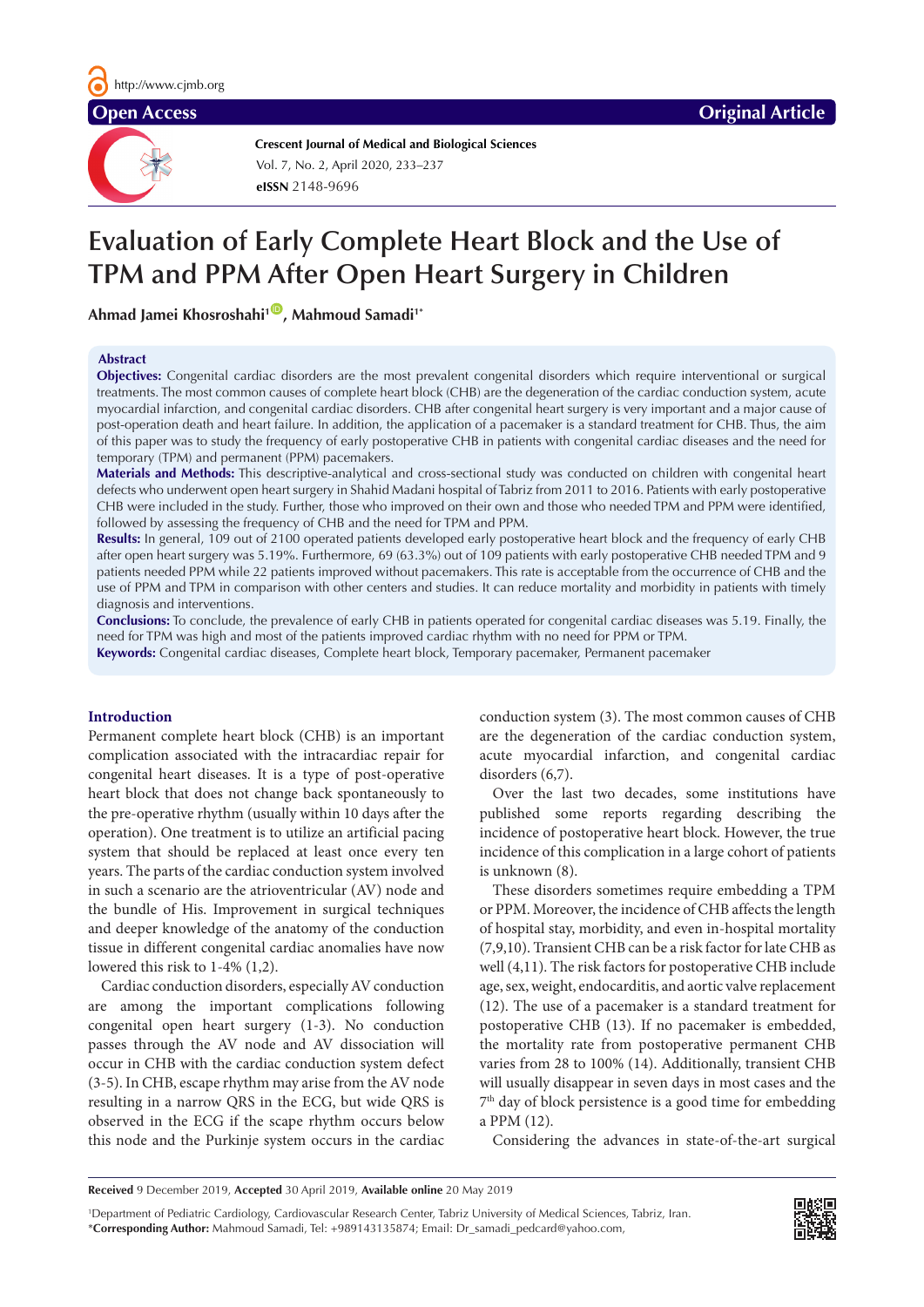Open Access | Original Article

**Crescent Journal of Medical and Biological Sciences**

# Evaluation of Early Complete Heart Block and the Use of TPM and PPM After Open Heart Surgery in Children

**Ahmad Jamei Khosroshahi[1], Mahmoud Samadi[1*]**

## Abstract

**Objectives:** Congenital cardiac disorders are the most prevalent congenital disorders which require interventional or surgical treatments. The most common causes of complete heart block (CHB) are the degeneration of the cardiac conduction system, acute myocardial infarction, and congenital cardiac disorders. CHB after congenital heart surgery is very important and a major cause of post-operation death and heart failure. In addition, the application of a pacemaker is a standard treatment for CHB. Thus, the aim of this paper was to study the frequency of early postoperative CHB in patients with congenital cardiac diseases and the need for temporary (TPM) and permanent (PPM) pacemakers.

**Materials and Methods:** This descriptive-analytical and cross-sectional study was conducted on children with congenital heart defects who underwent open heart surgery in Shahid Madani hospital of Tabriz from 2011 to 2016. Patients with early postoperative CHB were included in the study. Further, those who improved on their own and those who needed TPM and PPM were identified, followed by assessing the frequency of CHB and the need for TPM and PPM.

**Results:** In general, 109 out of 2100 operated patients developed early postoperative heart block and the frequency of early CHB after open heart surgery was 5.19%. Furthermore, 69 (63.3%) out of 109 patients with early postoperative CHB needed TPM and 9 patients needed PPM while 22 patients improved without pacemakers. This rate is acceptable from the occurrence of CHB and the use of PPM and TPM in comparison with other centers and studies. It can reduce mortality and morbidity in patients with timely diagnosis and interventions.

**Conclusions:** To conclude, the prevalence of early CHB in patients operated for congenital cardiac diseases was 5.19. Finally, the need for TPM was high and most of the patients improved cardiac rhythm with no need for PPM or TPM.

**Keywords:** Congenital cardiac diseases, Complete heart block, Temporary pacemaker, Permanent pacemaker

## Introduction

Permanent complete heart block (CHB) is an important complication associated with the intracardiac repair for congenital heart diseases. It is a type of post-operative heart block that does not change back spontaneously to the pre-operative rhythm (usually within 10 days after the operation). One treatment is to utilize an artificial pacing system that should be replaced at least once every ten years. The parts of the cardiac conduction system involved in such a scenario are the atrioventricular (AV) node and the bundle of His. Improvement in surgical techniques and deeper knowledge of the anatomy of the conduction tissue in different congenital cardiac anomalies have now lowered this risk to 1-4% (1,2).

Cardiac conduction disorders, especially AV conduction are among the important complications following congenital open heart surgery (1-3). No conduction passes through the AV node and AV dissociation will occur in CHB with the cardiac conduction system defect (3-5). In CHB, escape rhythm may arise from the AV node resulting in a narrow QRS in the ECG, but wide QRS is observed in the ECG if the scape rhythm occurs below this node and the Purkinje system occurs in the cardiac conduction system (3). The most common causes of CHB are the degeneration of the cardiac conduction system, acute myocardial infarction, and congenital cardiac disorders (6,7).

Over the last two decades, some institutions have published some reports regarding describing the incidence of postoperative heart block. However, the true incidence of this complication in a large cohort of patients is unknown (8).

These disorders sometimes require embedding a TPM or PPM. Moreover, the incidence of CHB affects the length of hospital stay, morbidity, and even in-hospital mortality (7,9,10). Transient CHB can be a risk factor for late CHB as well (4,11). The risk factors for postoperative CHB include age, sex, weight, endocarditis, and aortic valve replacement (12). The use of a pacemaker is a standard treatment for postoperative CHB (13). If no pacemaker is embedded, the mortality rate from postoperative permanent CHB varies from 28 to 100% (14). Additionally, transient CHB will usually disappear in seven days in most cases and the 7th day of block persistence is a good time for embedding a PPM (12).

Considering the advances in state-of-the-art surgical

**Received** 9 December 2019, **Accepted** 30 April 2019, **Available online** 20 May 2019

[1]Department of Pediatric Cardiology, Cardiovascular Research Center, Tabriz University of Medical Sciences, Tabriz, Iran.
*__Corresponding Author:__ Mahmoud Samadi, Tel: +989143135874; Email: Dr_samadi_pedcard@yahoo.com,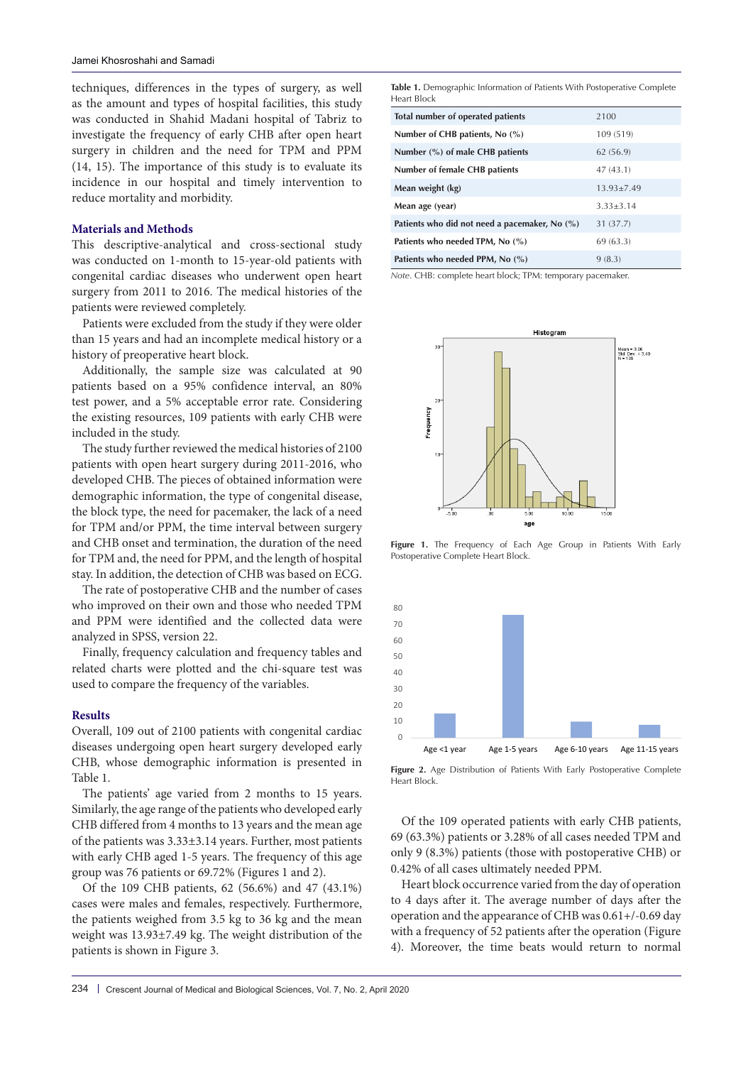techniques, differences in the types of surgery, as well as the amount and types of hospital facilities, this study was conducted in Shahid Madani hospital of Tabriz to investigate the frequency of early CHB after open heart surgery in children and the need for TPM and PPM (14, 15). The importance of this study is to evaluate its incidence in our hospital and timely intervention to reduce mortality and morbidity.

## Materials and Methods

This descriptive-analytical and cross-sectional study was conducted on 1-month to 15-year-old patients with congenital cardiac diseases who underwent open heart surgery from 2011 to 2016. The medical histories of the patients were reviewed completely.

Patients were excluded from the study if they were older than 15 years and had an incomplete medical history or a history of preoperative heart block.

Additionally, the sample size was calculated at 90 patients based on a 95% confidence interval, an 80% test power, and a 5% acceptable error rate. Considering the existing resources, 109 patients with early CHB were included in the study.

The study further reviewed the medical histories of 2100 patients with open heart surgery during 2011-2016, who developed CHB. The pieces of obtained information were demographic information, the type of congenital disease, the block type, the need for pacemaker, the lack of a need for TPM and/or PPM, the time interval between surgery and CHB onset and termination, the duration of the need for TPM and, the need for PPM, and the length of hospital stay. In addition, the detection of CHB was based on ECG.

The rate of postoperative CHB and the number of cases who improved on their own and those who needed TPM and PPM were identified and the collected data were analyzed in SPSS, version 22.

Finally, frequency calculation and frequency tables and related charts were plotted and the chi-square test was used to compare the frequency of the variables.

## Results

Overall, 109 out of 2100 patients with congenital cardiac diseases undergoing open heart surgery developed early CHB, whose demographic information is presented in Table 1.

The patients' age varied from 2 months to 15 years. Similarly, the age range of the patients who developed early CHB differed from 4 months to 13 years and the mean age of the patients was 3.33±3.14 years. Further, most patients with early CHB aged 1-5 years. The frequency of this age group was 76 patients or 69.72% (Figures 1 and 2).

Of the 109 CHB patients, 62 (56.6%) and 47 (43.1%) cases were males and females, respectively. Furthermore, the patients weighed from 3.5 kg to 36 kg and the mean weight was 13.93±7.49 kg. The weight distribution of the patients is shown in Figure 3.

**Table 1.** Demographic Information of Patients With Postoperative Complete Heart Block

| | |
|---|---|
| Total number of operated patients | 2100 |
| Number of CHB patients, No (%) | 109 (519) |
| Number (%) of male CHB patients | 62 (56.9) |
| Number of female CHB patients | 47 (43.1) |
| Mean weight (kg) | 13.93±7.49 |
| Mean age (year) | 3.33±3.14 |
| Patients who did not need a pacemaker, No (%) | 31 (37.7) |
| Patients who needed TPM, No (%) | 69 (63.3) |
| Patients who needed PPM, No (%) | 9 (8.3) |

*Note*. CHB: complete heart block; TPM: temporary pacemaker.

**Figure 1.** The Frequency of Each Age Group in Patients With Early Postoperative Complete Heart Block.

**Figure 2.** Age Distribution of Patients With Early Postoperative Complete Heart Block.

Of the 109 operated patients with early CHB patients, 69 (63.3%) patients or 3.28% of all cases needed TPM and only 9 (8.3%) patients (those with postoperative CHB) or 0.42% of all cases ultimately needed PPM.

Heart block occurrence varied from the day of operation to 4 days after it. The average number of days after the operation and the appearance of CHB was 0.61+/-0.69 day with a frequency of 52 patients after the operation (Figure 4). Moreover, the time beats would return to normal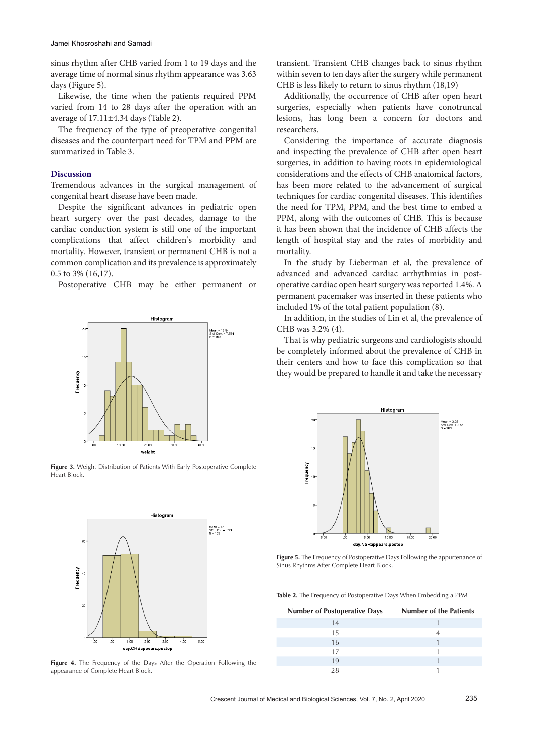sinus rhythm after CHB varied from 1 to 19 days and the average time of normal sinus rhythm appearance was 3.63 days (Figure 5).

Likewise, the time when the patients required PPM varied from 14 to 28 days after the operation with an average of 17.11±4.34 days (Table 2).

The frequency of the type of preoperative congenital diseases and the counterpart need for TPM and PPM are summarized in Table 3.

## Discussion

Tremendous advances in the surgical management of congenital heart disease have been made.

Despite the significant advances in pediatric open heart surgery over the past decades, damage to the cardiac conduction system is still one of the important complications that affect children's morbidity and mortality. However, transient or permanent CHB is not a common complication and its prevalence is approximately 0.5 to 3% (16,17).

Postoperative CHB may be either permanent or transient. Transient CHB changes back to sinus rhythm within seven to ten days after the surgery while permanent CHB is less likely to return to sinus rhythm (18,19)

Additionally, the occurrence of CHB after open heart surgeries, especially when patients have conotruncal lesions, has long been a concern for doctors and researchers.

Considering the importance of accurate diagnosis and inspecting the prevalence of CHB after open heart surgeries, in addition to having roots in epidemiological considerations and the effects of CHB anatomical factors, has been more related to the advancement of surgical techniques for cardiac congenital diseases. This identifies the need for TPM, PPM, and the best time to embed a PPM, along with the outcomes of CHB. This is because it has been shown that the incidence of CHB affects the length of hospital stay and the rates of morbidity and mortality.

In the study by Lieberman et al, the prevalence of advanced and advanced cardiac arrhythmias in post-operative cardiac open heart surgery was reported 1.4%. A permanent pacemaker was inserted in these patients who included 1% of the total patient population (8).

In addition, in the studies of Lin et al, the prevalence of CHB was 3.2% (4).

That is why pediatric surgeons and cardiologists should be completely informed about the prevalence of CHB in their centers and how to face this complication so that they would be prepared to handle it and take the necessary

**Figure 3.** Weight Distribution of Patients With Early Postoperative Complete Heart Block.

**Figure 4.** The Frequency of the Days After the Operation Following the appearance of Complete Heart Block.

**Figure 5.** The Frequency of Postoperative Days Following the appurtenance of Sinus Rhythms After Complete Heart Block.

**Table 2.** The Frequency of Postoperative Days When Embedding a PPM

| Number of Postoperative Days | Number of the Patients |
|---|---|
| 14 | 1 |
| 15 | 4 |
| 16 | 1 |
| 17 | 1 |
| 19 | 1 |
| 28 | 1 |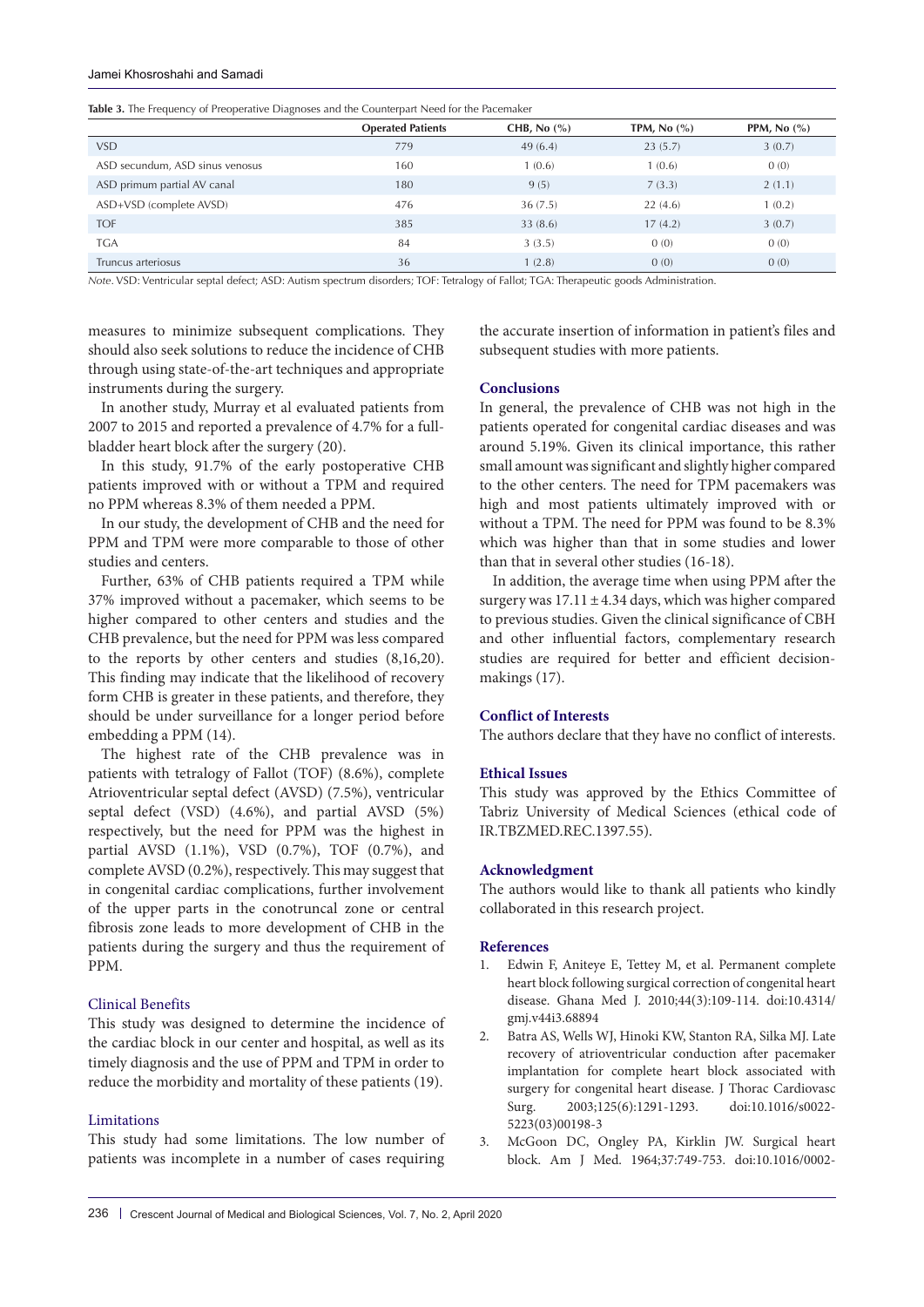**Table 3.** The Frequency of Preoperative Diagnoses and the Counterpart Need for the Pacemaker

| | Operated Patients | CHB, No (%) | TPM, No (%) | PPM, No (%) |
|---|---|---|---|---|
| VSD | 779 | 49 (6.4) | 23 (5.7) | 3 (0.7) |
| ASD secundum, ASD sinus venosus | 160 | 1 (0.6) | 1 (0.6) | 0 (0) |
| ASD primum partial AV canal | 180 | 9 (5) | 7 (3.3) | 2 (1.1) |
| ASD+VSD (complete AVSD) | 476 | 36 (7.5) | 22 (4.6) | 1 (0.2) |
| TOF | 385 | 33 (8.6) | 17 (4.2) | 3 (0.7) |
| TGA | 84 | 3 (3.5) | 0 (0) | 0 (0) |
| Truncus arteriosus | 36 | 1 (2.8) | 0 (0) | 0 (0) |

*Note*. VSD: Ventricular septal defect; ASD: Autism spectrum disorders; TOF: Tetralogy of Fallot; TGA: Therapeutic goods Administration.

measures to minimize subsequent complications. They should also seek solutions to reduce the incidence of CHB through using state-of-the-art techniques and appropriate instruments during the surgery.

In another study, Murray et al evaluated patients from 2007 to 2015 and reported a prevalence of 4.7% for a full-bladder heart block after the surgery (20).

In this study, 91.7% of the early postoperative CHB patients improved with or without a TPM and required no PPM whereas 8.3% of them needed a PPM.

In our study, the development of CHB and the need for PPM and TPM were more comparable to those of other studies and centers.

Further, 63% of CHB patients required a TPM while 37% improved without a pacemaker, which seems to be higher compared to other centers and studies and the CHB prevalence, but the need for PPM was less compared to the reports by other centers and studies (8,16,20). This finding may indicate that the likelihood of recovery form CHB is greater in these patients, and therefore, they should be under surveillance for a longer period before embedding a PPM (14).

The highest rate of the CHB prevalence was in patients with tetralogy of Fallot (TOF) (8.6%), complete Atrioventricular septal defect (AVSD) (7.5%), ventricular septal defect (VSD) (4.6%), and partial AVSD (5%) respectively, but the need for PPM was the highest in partial AVSD (1.1%), VSD (0.7%), TOF (0.7%), and complete AVSD (0.2%), respectively. This may suggest that in congenital cardiac complications, further involvement of the upper parts in the conotruncal zone or central fibrosis zone leads to more development of CHB in the patients during the surgery and thus the requirement of PPM.

### Clinical Benefits

This study was designed to determine the incidence of the cardiac block in our center and hospital, as well as its timely diagnosis and the use of PPM and TPM in order to reduce the morbidity and mortality of these patients (19).

### Limitations

This study had some limitations. The low number of patients was incomplete in a number of cases requiring the accurate insertion of information in patient's files and subsequent studies with more patients.

## Conclusions

In general, the prevalence of CHB was not high in the patients operated for congenital cardiac diseases and was around 5.19%. Given its clinical importance, this rather small amount was significant and slightly higher compared to the other centers. The need for TPM pacemakers was high and most patients ultimately improved with or without a TPM. The need for PPM was found to be 8.3% which was higher than that in some studies and lower than that in several other studies (16-18).

In addition, the average time when using PPM after the surgery was 17.11 ± 4.34 days, which was higher compared to previous studies. Given the clinical significance of CBH and other influential factors, complementary research studies are required for better and efficient decision-makings (17).

## Conflict of Interests

The authors declare that they have no conflict of interests.

## Ethical Issues

This study was approved by the Ethics Committee of Tabriz University of Medical Sciences (ethical code of IR.TBZMED.REC.1397.55).

## Acknowledgment

The authors would like to thank all patients who kindly collaborated in this research project.

## References

1. Edwin F, Aniteye E, Tettey M, et al. Permanent complete heart block following surgical correction of congenital heart disease. Ghana Med J. 2010;44(3):109-114. doi:10.4314/gmj.v44i3.68894
2. Batra AS, Wells WJ, Hinoki KW, Stanton RA, Silka MJ. Late recovery of atrioventricular conduction after pacemaker implantation for complete heart block associated with surgery for congenital heart disease. J Thorac Cardiovasc Surg. 2003;125(6):1291-1293. doi:10.1016/s0022-5223(03)00198-3
3. McGoon DC, Ongley PA, Kirklin JW. Surgical heart block. Am J Med. 1964;37:749-753. doi:10.1016/0002-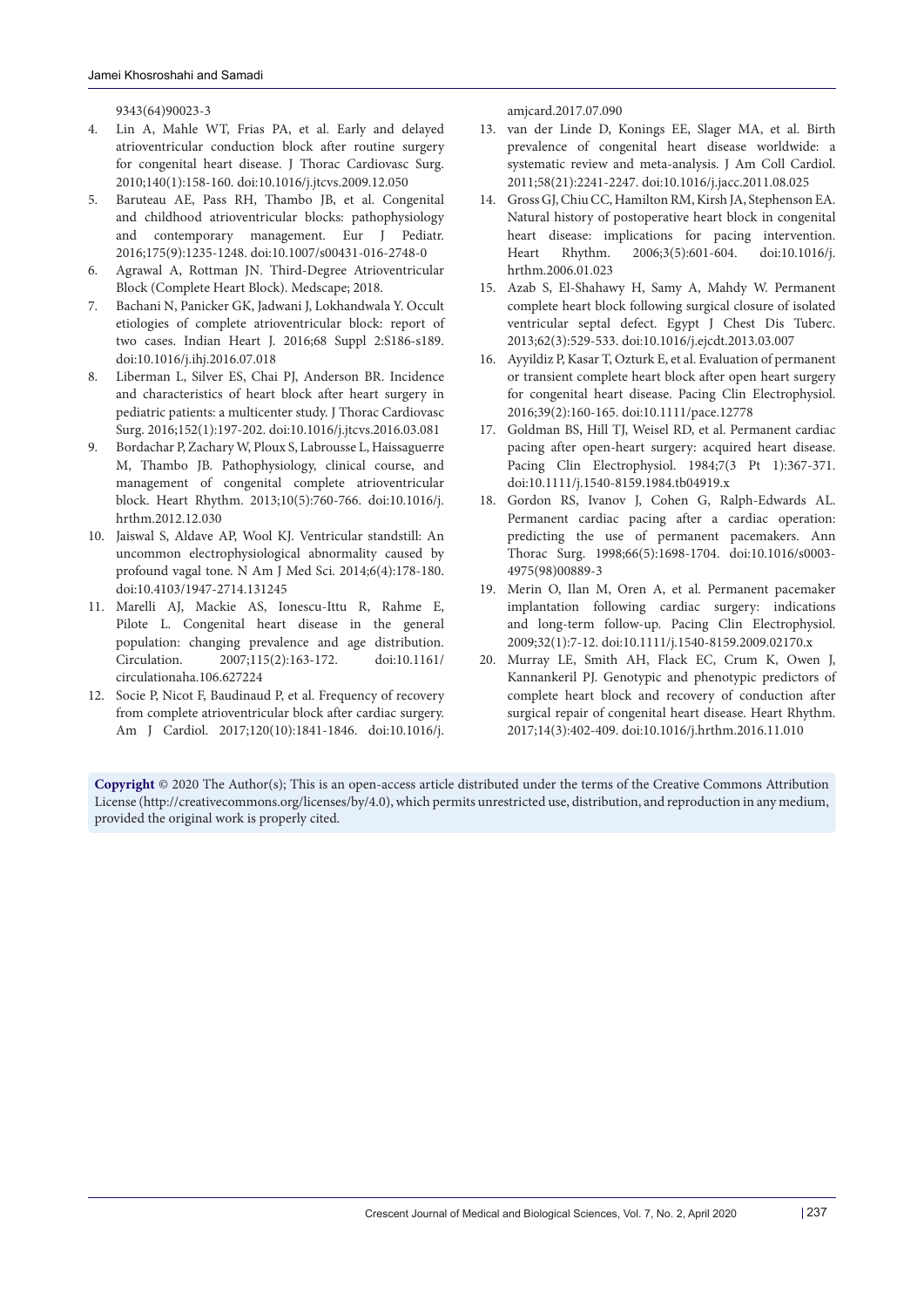9343(64)90023-3

4. Lin A, Mahle WT, Frias PA, et al. Early and delayed atrioventricular conduction block after routine surgery for congenital heart disease. J Thorac Cardiovasc Surg. 2010;140(1):158-160. doi:10.1016/j.jtcvs.2009.12.050
5. Baruteau AE, Pass RH, Thambo JB, et al. Congenital and childhood atrioventricular blocks: pathophysiology and contemporary management. Eur J Pediatr. 2016;175(9):1235-1248. doi:10.1007/s00431-016-2748-0
6. Agrawal A, Rottman JN. Third-Degree Atrioventricular Block (Complete Heart Block). Medscape; 2018.
7. Bachani N, Panicker GK, Jadwani J, Lokhandwala Y. Occult etiologies of complete atrioventricular block: report of two cases. Indian Heart J. 2016;68 Suppl 2:S186-s189. doi:10.1016/j.ihj.2016.07.018
8. Liberman L, Silver ES, Chai PJ, Anderson BR. Incidence and characteristics of heart block after heart surgery in pediatric patients: a multicenter study. J Thorac Cardiovasc Surg. 2016;152(1):197-202. doi:10.1016/j.jtcvs.2016.03.081
9. Bordachar P, Zachary W, Ploux S, Labrousse L, Haissaguerre M, Thambo JB. Pathophysiology, clinical course, and management of congenital complete atrioventricular block. Heart Rhythm. 2013;10(5):760-766. doi:10.1016/j.hrthm.2012.12.030
10. Jaiswal S, Aldave AP, Wool KJ. Ventricular standstill: An uncommon electrophysiological abnormality caused by profound vagal tone. N Am J Med Sci. 2014;6(4):178-180. doi:10.4103/1947-2714.131245
11. Marelli AJ, Mackie AS, Ionescu-Ittu R, Rahme E, Pilote L. Congenital heart disease in the general population: changing prevalence and age distribution. Circulation. 2007;115(2):163-172. doi:10.1161/circulationaha.106.627224
12. Socie P, Nicot F, Baudinaud P, et al. Frequency of recovery from complete atrioventricular block after cardiac surgery. Am J Cardiol. 2017;120(10):1841-1846. doi:10.1016/j.amjcard.2017.07.090
13. van der Linde D, Konings EE, Slager MA, et al. Birth prevalence of congenital heart disease worldwide: a systematic review and meta-analysis. J Am Coll Cardiol. 2011;58(21):2241-2247. doi:10.1016/j.jacc.2011.08.025
14. Gross GJ, Chiu CC, Hamilton RM, Kirsh JA, Stephenson EA. Natural history of postoperative heart block in congenital heart disease: implications for pacing intervention. Heart Rhythm. 2006;3(5):601-604. doi:10.1016/j.hrthm.2006.01.023
15. Azab S, El-Shahawy H, Samy A, Mahdy W. Permanent complete heart block following surgical closure of isolated ventricular septal defect. Egypt J Chest Dis Tuberc. 2013;62(3):529-533. doi:10.1016/j.ejcdt.2013.03.007
16. Ayyildiz P, Kasar T, Ozturk E, et al. Evaluation of permanent or transient complete heart block after open heart surgery for congenital heart disease. Pacing Clin Electrophysiol. 2016;39(2):160-165. doi:10.1111/pace.12778
17. Goldman BS, Hill TJ, Weisel RD, et al. Permanent cardiac pacing after open-heart surgery: acquired heart disease. Pacing Clin Electrophysiol. 1984;7(3 Pt 1):367-371. doi:10.1111/j.1540-8159.1984.tb04919.x
18. Gordon RS, Ivanov J, Cohen G, Ralph-Edwards AL. Permanent cardiac pacing after a cardiac operation: predicting the use of permanent pacemakers. Ann Thorac Surg. 1998;66(5):1698-1704. doi:10.1016/s0003-4975(98)00889-3
19. Merin O, Ilan M, Oren A, et al. Permanent pacemaker implantation following cardiac surgery: indications and long-term follow-up. Pacing Clin Electrophysiol. 2009;32(1):7-12. doi:10.1111/j.1540-8159.2009.02170.x
20. Murray LE, Smith AH, Flack EC, Crum K, Owen J, Kannankeril PJ. Genotypic and phenotypic predictors of complete heart block and recovery of conduction after surgical repair of congenital heart disease. Heart Rhythm. 2017;14(3):402-409. doi:10.1016/j.hrthm.2016.11.010

**Copyright** © 2020 The Author(s); This is an open-access article distributed under the terms of the Creative Commons Attribution License (http://creativecommons.org/licenses/by/4.0), which permits unrestricted use, distribution, and reproduction in any medium, provided the original work is properly cited.